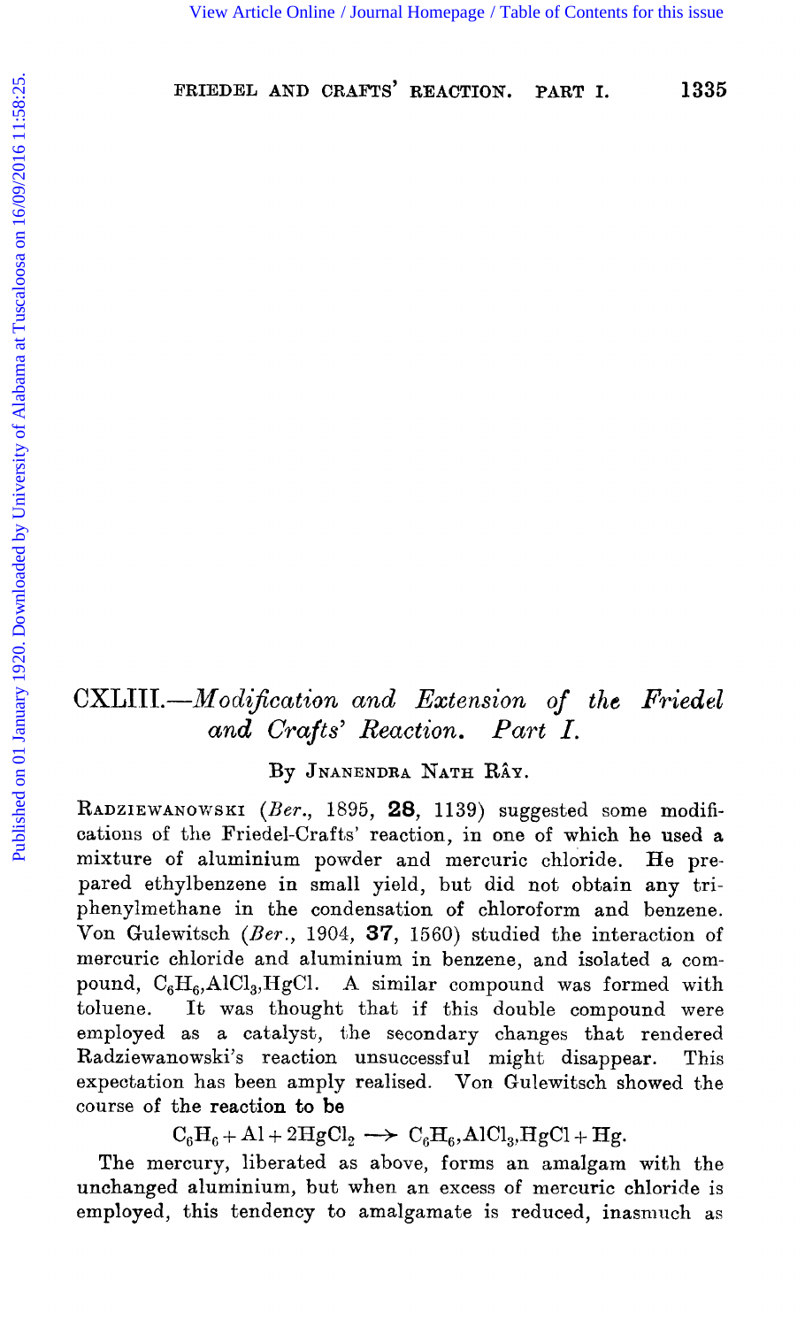# CXLIII.—*Modification and Extension of the Friedel and Crafts' Reaction. Part I.*

By Jnanendra Nath Rây.

Radziewanowski (*Ber.*, 1895, **28**, 1139) suggested some modifications of the Friedel-Crafts' reaction, in one of which he used a mixture of aluminium powder and mercuric chloride. He prepared ethylbenzene in small yield, but did not obtain any triphenylmethane in the condensation of chloroform and benzene. Von Gulewitsch (*Ber.*, 1904, **37**, 1560) studied the interaction of mercuric chloride and aluminium in benzene, and isolated a compound, $C_6H_6,AlCl_3,HgCl$. A similar compound was formed with toluene. It was thought that if this double compound were employed as a catalyst, the secondary changes that rendered Radziewanowski's reaction unsuccessful might disappear. This expectation has been amply realised. Von Gulewitsch showed the course of the reaction to be

$$C_6H_6 + Al + 2HgCl_2 \longrightarrow C_6H_6,AlCl_3,HgCl + Hg.$$

The mercury, liberated as above, forms an amalgam with the unchanged aluminium, but when an excess of mercuric chloride is employed, this tendency to amalgamate is reduced, inasmuch as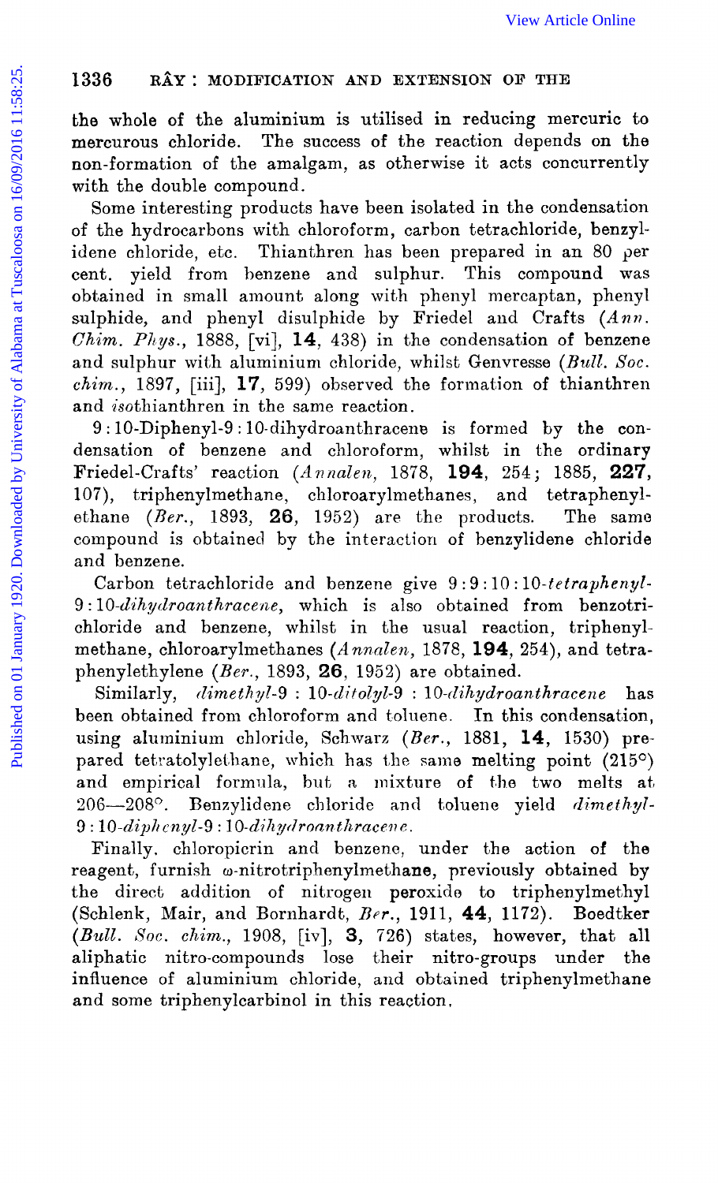the whole of the aluminium is utilised in reducing mercuric to mercurous chloride. The success of the reaction depends on the non-formation of the amalgam, as otherwise it acts concurrently with the double compound.

Some interesting products have been isolated in the condensation of the hydrocarbons with chloroform, carbon tetrachloride, benzylidene chloride, etc. Thianthren has been prepared in an 80 per cent. yield from benzene and sulphur. This compound was obtained in small amount along with phenyl mercaptan, phenyl sulphide, and phenyl disulphide by Friedel and Crafts (*Ann. Chim. Phys.*, 1888, [vi], **14**, 438) in the condensation of benzene and sulphur with aluminium chloride, whilst Genvresse (*Bull. Soc. chim.*, 1897, [iii], **17**, 599) observed the formation of thianthren and *iso*thianthren in the same reaction.

9 : 10-Diphenyl-9 : 10-dihydroanthracene is formed by the condensation of benzene and chloroform, whilst in the ordinary Friedel-Crafts' reaction (*Annalen*, 1878, **194**, 254; 1885, **227**, 107), triphenylmethane, chloroarylmethanes, and tetraphenylethane (*Ber.*, 1893, **26**, 1952) are the products. The same compound is obtained by the interaction of benzylidene chloride and benzene.

Carbon tetrachloride and benzene give 9 : 9 : 10 : 10-*tetraphenyl-9 : 10-dihydroanthracene*, which is also obtained from benzotrichloride and benzene, whilst in the usual reaction, triphenylmethane, chloroarylmethanes (*Annalen*, 1878, **194**, 254), and tetraphenylethylene (*Ber.*, 1893, **26**, 1952) are obtained.

Similarly, *dimethyl-9 : 10-ditolyl-9 : 10-dihydroanthracene* has been obtained from chloroform and toluene. In this condensation, using aluminium chloride, Schwarz (*Ber.*, 1881, **14**, 1530) prepared tetratolylethane, which has the same melting point (215°) and empirical formula, but a mixture of the two melts at 206—208°. Benzylidene chloride and toluene yield *dimethyl-9 : 10-diphenyl-9 : 10-dihydroanthracene*.

Finally, chloropicrin and benzene, under the action of the reagent, furnish ω-nitrotriphenylmethane, previously obtained by the direct addition of nitrogen peroxide to triphenylmethyl (Schlenk, Mair, and Bornhardt, *Ber.*, 1911, **44**, 1172). Boedtker (*Bull. Soc. chim.*, 1908, [iv], **3**, 726) states, however, that all aliphatic nitro-compounds lose their nitro-groups under the influence of aluminium chloride, and obtained triphenylmethane and some triphenylcarbinol in this reaction.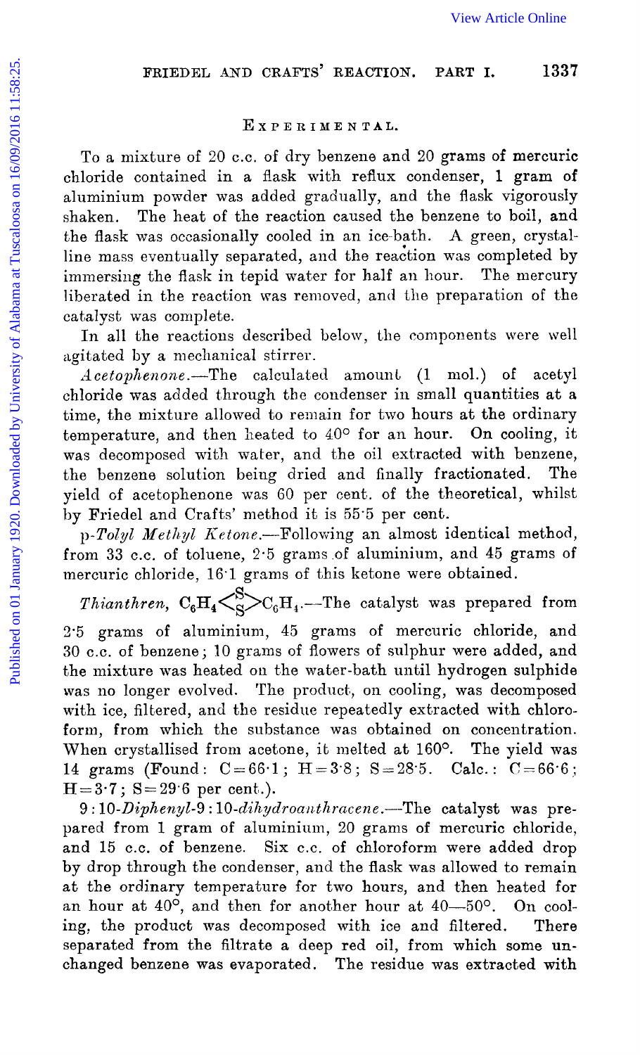## EXPERIMENTAL.

To a mixture of 20 c.c. of dry benzene and 20 grams of mercuric chloride contained in a flask with reflux condenser, 1 gram of aluminium powder was added gradually, and the flask vigorously shaken. The heat of the reaction caused the benzene to boil, and the flask was occasionally cooled in an ice-bath. A green, crystalline mass eventually separated, and the reaction was completed by immersing the flask in tepid water for half an hour. The mercury liberated in the reaction was removed, and the preparation of the catalyst was complete.

In all the reactions described below, the components were well agitated by a mechanical stirrer.

*Acetophenone*.—The calculated amount (1 mol.) of acetyl chloride was added through the condenser in small quantities at a time, the mixture allowed to remain for two hours at the ordinary temperature, and then heated to 40° for an hour. On cooling, it was decomposed with water, and the oil extracted with benzene, the benzene solution being dried and finally fractionated. The yield of acetophenone was 60 per cent. of the theoretical, whilst by Friedel and Crafts' method it is 55·5 per cent.

p-*Tolyl Methyl Ketone*.—Following an almost identical method, from 33 c.c. of toluene, 2·5 grams of aluminium, and 45 grams of mercuric chloride, 16·1 grams of this ketone were obtained.

*Thianthren*, $C_6H_4{<}^{S}_{S}{>}C_6H_4$.—The catalyst was prepared from 2·5 grams of aluminium, 45 grams of mercuric chloride, and 30 c.c. of benzene; 10 grams of flowers of sulphur were added, and the mixture was heated on the water-bath until hydrogen sulphide was no longer evolved. The product, on cooling, was decomposed with ice, filtered, and the residue repeatedly extracted with chloroform, from which the substance was obtained on concentration. When crystallised from acetone, it melted at 160°. The yield was 14 grams (Found: C = 66·1; H = 3·8; S = 28·5. Calc.: C = 66·6; H = 3·7; S = 29·6 per cent.).

9 : 10-*Diphenyl*-9 : 10-*dihydroanthracene*.—The catalyst was prepared from 1 gram of aluminium, 20 grams of mercuric chloride, and 15 c.c. of benzene. Six c.c. of chloroform were added drop by drop through the condenser, and the flask was allowed to remain at the ordinary temperature for two hours, and then heated for an hour at 40°, and then for another hour at 40—50°. On cooling, the product was decomposed with ice and filtered. There separated from the filtrate a deep red oil, from which some unchanged benzene was evaporated. The residue was extracted with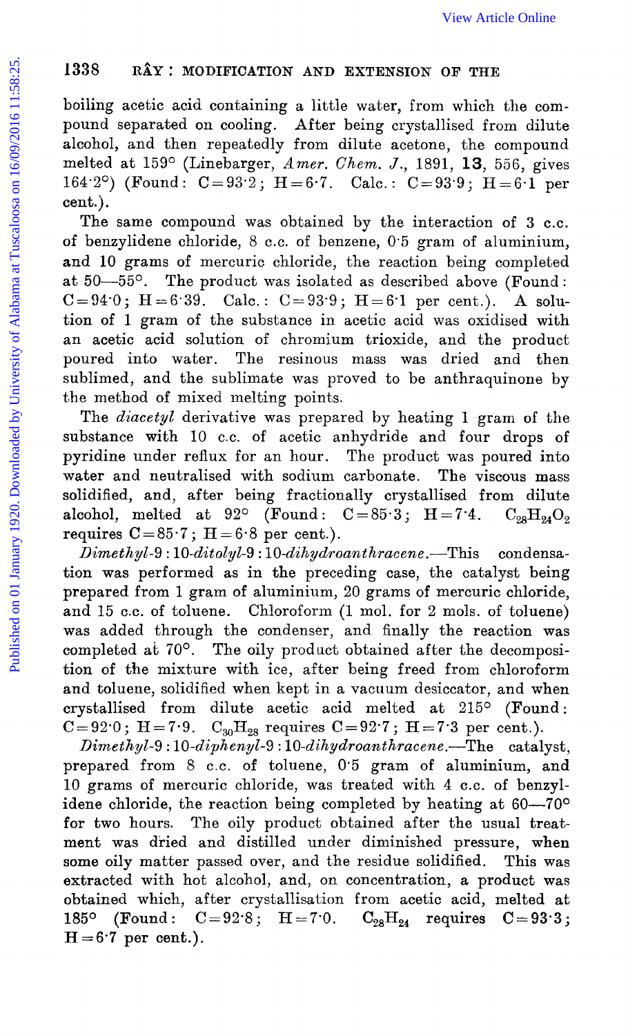boiling acetic acid containing a little water, from which the compound separated on cooling. After being crystallised from dilute alcohol, and then repeatedly from dilute acetone, the compound melted at 159° (Linebarger, *Amer. Chem. J.*, 1891, **13**, 556, gives 164·2°) (Found: C = 93·2; H = 6·7. Calc.: C = 93·9; H = 6·1 per cent.).

The same compound was obtained by the interaction of 3 c.c. of benzylidene chloride, 8 c.c. of benzene, 0·5 gram of aluminium, and 10 grams of mercuric chloride, the reaction being completed at 50—55°. The product was isolated as described above (Found: C = 94·0; H = 6·39. Calc.: C = 93·9; H = 6·1 per cent.). A solution of 1 gram of the substance in acetic acid was oxidised with an acetic acid solution of chromium trioxide, and the product poured into water. The resinous mass was dried and then sublimed, and the sublimate was proved to be anthraquinone by the method of mixed melting points.

The *diacetyl* derivative was prepared by heating 1 gram of the substance with 10 c.c. of acetic anhydride and four drops of pyridine under reflux for an hour. The product was poured into water and neutralised with sodium carbonate. The viscous mass solidified, and, after being fractionally crystallised from dilute alcohol, melted at 92° (Found: C = 85·3; H = 7·4. $C_{28}H_{24}O_2$ requires C = 85·7; H = 6·8 per cent.).

*Dimethyl-9 : 10-ditolyl-9 : 10-dihydroanthracene*.—This condensation was performed as in the preceding case, the catalyst being prepared from 1 gram of aluminium, 20 grams of mercuric chloride, and 15 c.c. of toluene. Chloroform (1 mol. for 2 mols. of toluene) was added through the condenser, and finally the reaction was completed at 70°. The oily product obtained after the decomposition of the mixture with ice, after being freed from chloroform and toluene, solidified when kept in a vacuum desiccator, and when crystallised from dilute acetic acid melted at 215° (Found: C = 92·0; H = 7·9. $C_{30}H_{28}$ requires C = 92·7; H = 7·3 per cent.).

*Dimethyl-9 : 10-diphenyl-9 : 10-dihydroanthracene*.—The catalyst, prepared from 8 c.c. of toluene, 0·5 gram of aluminium, and 10 grams of mercuric chloride, was treated with 4 c.c. of benzylidene chloride, the reaction being completed by heating at 60—70° for two hours. The oily product obtained after the usual treatment was dried and distilled under diminished pressure, when some oily matter passed over, and the residue solidified. This was extracted with hot alcohol, and, on concentration, a product was obtained which, after crystallisation from acetic acid, melted at 185° (Found: C = 92·8; H = 7·0. $C_{28}H_{24}$ requires C = 93·3; H = 6·7 per cent.).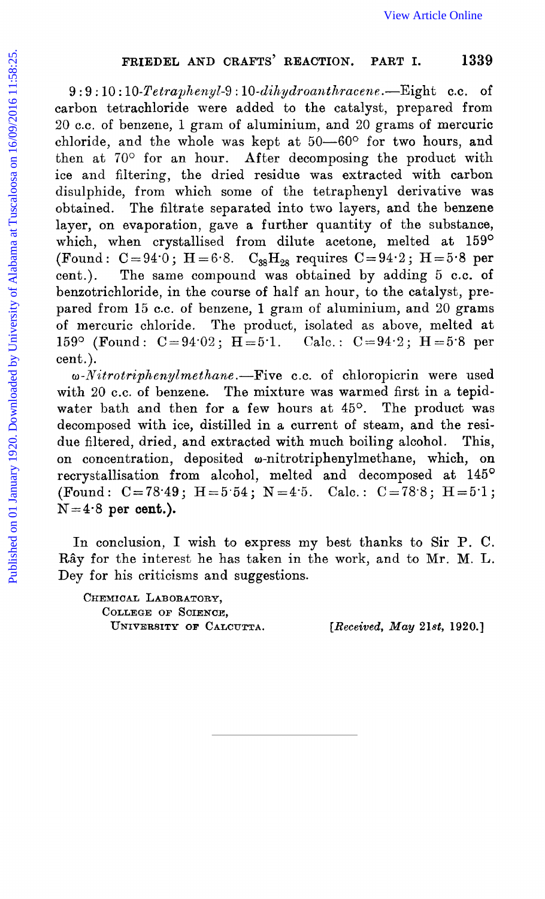*9 : 9 : 10 : 10-Tetraphenyl-9 : 10-dihydroanthracene*.—Eight c.c. of carbon tetrachloride were added to the catalyst, prepared from 20 c.c. of benzene, 1 gram of aluminium, and 20 grams of mercuric chloride, and the whole was kept at 50—60° for two hours, and then at 70° for an hour. After decomposing the product with ice and filtering, the dried residue was extracted with carbon disulphide, from which some of the tetraphenyl derivative was obtained. The filtrate separated into two layers, and the benzene layer, on evaporation, gave a further quantity of the substance, which, when crystallised from dilute acetone, melted at 159° (Found: C=94·0; H=6·8. $C_{38}H_{28}$ requires C=94·2; H=5·8 per cent.). The same compound was obtained by adding 5 c.c. of benzotrichloride, in the course of half an hour, to the catalyst, prepared from 15 c.c. of benzene, 1 gram of aluminium, and 20 grams of mercuric chloride. The product, isolated as above, melted at 159° (Found: C=94·02; H=5·1. Calc.: C=94·2; H=5·8 per cent.).

*ω-Nitrotriphenylmethane*.—Five c.c. of chloropicrin were used with 20 c.c. of benzene. The mixture was warmed first in a tepid-water bath and then for a few hours at 45°. The product was decomposed with ice, distilled in a current of steam, and the residue filtered, dried, and extracted with much boiling alcohol. This, on concentration, deposited ω-nitrotriphenylmethane, which, on recrystallisation from alcohol, melted and decomposed at 145° (Found: C=78·49; H=5·54; N=4·5. Calc.: C=78·8; H=5·1; N=4·8 per cent.).

In conclusion, I wish to express my best thanks to Sir P. C. Rây for the interest he has taken in the work, and to Mr. M. L. Dey for his criticisms and suggestions.

Chemical Laboratory,
College of Science,
University of Calcutta.

[*Received, May 21st, 1920.*]